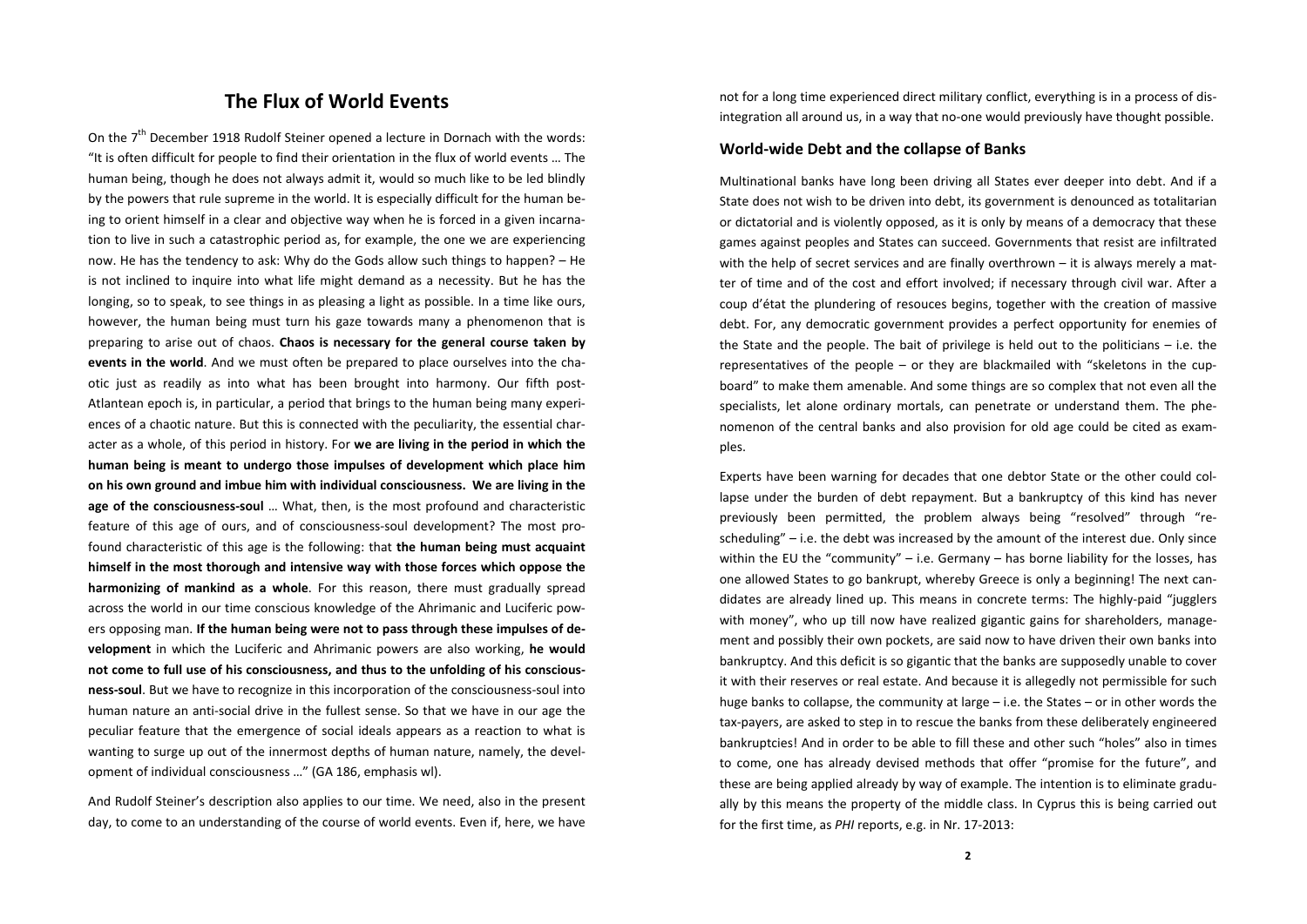# The Flux of World Events

On the 7th December 1918 Rudolf Steiner opened a lecture in Dornach with the words: "It is often difficult for people to find their orientation in the flux of world events … The human being, though he does not always admit it, would so much like to be led blindly by the powers that rule supreme in the world. It is especially difficult for the human being to orient himself in a clear and objective way when he is forced in a given incarnation to live in such a catastrophic period as, for example, the one we are experiencing now. He has the tendency to ask: Why do the Gods allow such things to happen? – He is not inclined to inquire into what life might demand as a necessity. But he has the longing, so to speak, to see things in as pleasing a light as possible. In a time like ours, however, the human being must turn his gaze towards many a phenomenon that is preparing to arise out of chaos. **Chaos is necessary for the general course taken by events in the world**. And we must often be prepared to place ourselves into the chaotic just as readily as into what has been brought into harmony. Our fifth post-Atlantean epoch is, in particular, a period that brings to the human being many experiences of a chaotic nature. But this is connected with the peculiarity, the essential character as a whole, of this period in history. For **we are living in the period in which the human being is meant to undergo those impulses of development which place him on his own ground and imbue him with individual consciousness. We are living in the age of the consciousness-soul** … What, then, is the most profound and characteristic feature of this age of ours, and of consciousness-soul development? The most profound characteristic of this age is the following: that **the human being must acquaint himself in the most thorough and intensive way with those forces which oppose the harmonizing of mankind as a whole**. For this reason, there must gradually spread across the world in our time conscious knowledge of the Ahrimanic and Luciferic powers opposing man. **If the human being were not to pass through these impulses of development** in which the Luciferic and Ahrimanic powers are also working, **he would not come to full use of his consciousness, and thus to the unfolding of his consciousness-soul**. But we have to recognize in this incorporation of the consciousness-soul into human nature an anti-social drive in the fullest sense. So that we have in our age the peculiar feature that the emergence of social ideals appears as a reaction to what is wanting to surge up out of the innermost depths of human nature, namely, the development of individual consciousness …" (GA 186, emphasis wl).

And Rudolf Steiner's description also applies to our time. We need, also in the present day, to come to an understanding of the course of world events. Even if, here, we have not for a long time experienced direct military conflict, everything is in a process of disintegration all around us, in a way that no-one would previously have thought possible.

## World-wide Debt and the collapse of Banks

Multinational banks have long been driving all States ever deeper into debt. And if a State does not wish to be driven into debt, its government is denounced as totalitarian or dictatorial and is violently opposed, as it is only by means of a democracy that these games against peoples and States can succeed. Governments that resist are infiltrated with the help of secret services and are finally overthrown – it is always merely a matter of time and of the cost and effort involved; if necessary through civil war. After a coup d'état the plundering of resouces begins, together with the creation of massive debt. For, any democratic government provides a perfect opportunity for enemies of the State and the people. The bait of privilege is held out to the politicians – i.e. the representatives of the people – or they are blackmailed with "skeletons in the cupboard" to make them amenable. And some things are so complex that not even all the specialists, let alone ordinary mortals, can penetrate or understand them. The phenomenon of the central banks and also provision for old age could be cited as examples.

Experts have been warning for decades that one debtor State or the other could collapse under the burden of debt repayment. But a bankruptcy of this kind has never previously been permitted, the problem always being "resolved" through "rescheduling" – i.e. the debt was increased by the amount of the interest due. Only since within the EU the "community" – i.e. Germany – has borne liability for the losses, has one allowed States to go bankrupt, whereby Greece is only a beginning! The next candidates are already lined up. This means in concrete terms: The highly-paid "jugglers with money", who up till now have realized gigantic gains for shareholders, management and possibly their own pockets, are said now to have driven their own banks into bankruptcy. And this deficit is so gigantic that the banks are supposedly unable to cover it with their reserves or real estate. And because it is allegedly not permissible for such huge banks to collapse, the community at large – i.e. the States – or in other words the tax-payers, are asked to step in to rescue the banks from these deliberately engineered bankruptcies! And in order to be able to fill these and other such "holes" also in times to come, one has already devised methods that offer "promise for the future", and these are being applied already by way of example. The intention is to eliminate gradually by this means the property of the middle class. In Cyprus this is being carried out for the first time, as *PHI* reports, e.g. in Nr. 17-2013: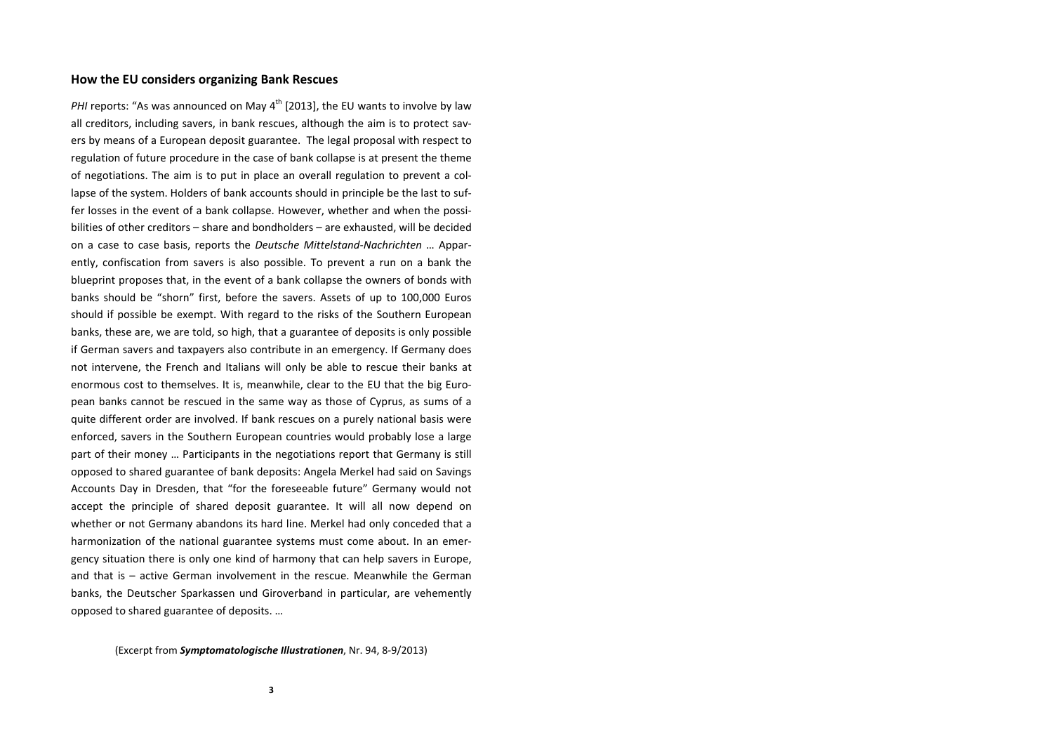## How the EU considers organizing Bank Rescues

*PHI* reports: "As was announced on May 4th [2013], the EU wants to involve by law all creditors, including savers, in bank rescues, although the aim is to protect savers by means of a European deposit guarantee. The legal proposal with respect to regulation of future procedure in the case of bank collapse is at present the theme of negotiations. The aim is to put in place an overall regulation to prevent a collapse of the system. Holders of bank accounts should in principle be the last to suffer losses in the event of a bank collapse. However, whether and when the possibilities of other creditors – share and bondholders – are exhausted, will be decided on a case to case basis, reports the *Deutsche Mittelstand-Nachrichten* … Apparently, confiscation from savers is also possible. To prevent a run on a bank the blueprint proposes that, in the event of a bank collapse the owners of bonds with banks should be "shorn" first, before the savers. Assets of up to 100,000 Euros should if possible be exempt. With regard to the risks of the Southern European banks, these are, we are told, so high, that a guarantee of deposits is only possible if German savers and taxpayers also contribute in an emergency. If Germany does not intervene, the French and Italians will only be able to rescue their banks at enormous cost to themselves. It is, meanwhile, clear to the EU that the big European banks cannot be rescued in the same way as those of Cyprus, as sums of a quite different order are involved. If bank rescues on a purely national basis were enforced, savers in the Southern European countries would probably lose a large part of their money … Participants in the negotiations report that Germany is still opposed to shared guarantee of bank deposits: Angela Merkel had said on Savings Accounts Day in Dresden, that "for the foreseeable future" Germany would not accept the principle of shared deposit guarantee. It will all now depend on whether or not Germany abandons its hard line. Merkel had only conceded that a harmonization of the national guarantee systems must come about. In an emergency situation there is only one kind of harmony that can help savers in Europe, and that is – active German involvement in the rescue. Meanwhile the German banks, the Deutscher Sparkassen und Giroverband in particular, are vehemently opposed to shared guarantee of deposits. …

(Excerpt from ***Symptomatologische Illustrationen***, Nr. 94, 8-9/2013)